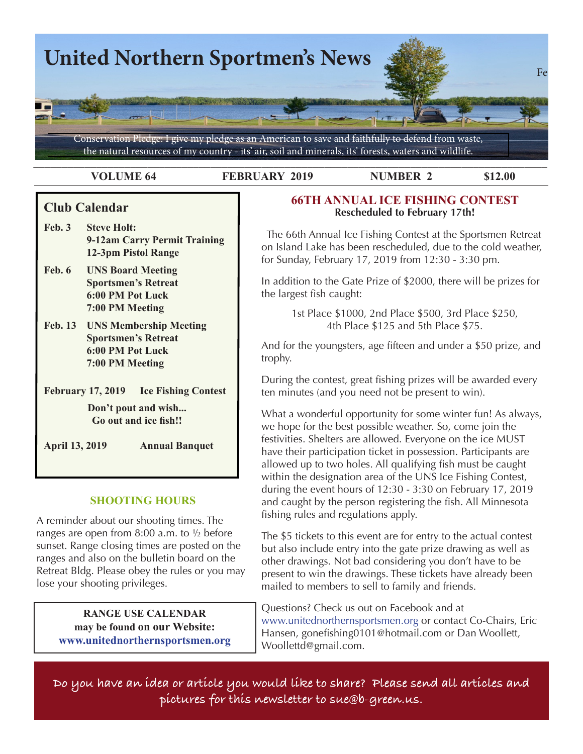# United Northern Sportmen's News

Conservation Pledge: I give my pledge as an American to save and faithfully to defend from waste, the natural resources of my country - its' air, soil and minerals, its' forests, waters and wildlife.

**VOLUME 64** **FEBRUARY 2019** **NUMBER 2** **$12.00**

## Club Calendar

**Feb. 3** **Steve Holt:**
**9-12am Carry Permit Training**
**12-3pm Pistol Range**

**Feb. 6** **UNS Board Meeting**
**Sportsmen's Retreat**
**6:00 PM Pot Luck**
**7:00 PM Meeting**

**Feb. 13** **UNS Membership Meeting**
**Sportsmen's Retreat**
**6:00 PM Pot Luck**
**7:00 PM Meeting**

**February 17, 2019** **Ice Fishing Contest**

**Don't pout and wish... Go out and ice fish!!**

**April 13, 2019** **Annual Banquet**

## SHOOTING HOURS

A reminder about our shooting times. The ranges are open from 8:00 a.m. to ½ before sunset. Range closing times are posted on the ranges and also on the bulletin board on the Retreat Bldg. Please obey the rules or you may lose your shooting privileges.

**RANGE USE CALENDAR may be found on our Website: www.unitednorthernsportsmen.org**

## 66TH ANNUAL ICE FISHING CONTEST

**Rescheduled to February 17th!**

The 66th Annual Ice Fishing Contest at the Sportsmen Retreat on Island Lake has been rescheduled, due to the cold weather, for Sunday, February 17, 2019 from 12:30 - 3:30 pm.

In addition to the Gate Prize of $2000, there will be prizes for the largest fish caught:

1st Place $1000, 2nd Place $500, 3rd Place $250,
4th Place $125 and 5th Place $75.

And for the youngsters, age fifteen and under a $50 prize, and trophy.

During the contest, great fishing prizes will be awarded every ten minutes (and you need not be present to win).

What a wonderful opportunity for some winter fun! As always, we hope for the best possible weather. So, come join the festivities. Shelters are allowed. Everyone on the ice MUST have their participation ticket in possession. Participants are allowed up to two holes. All qualifying fish must be caught within the designation area of the UNS Ice Fishing Contest, during the event hours of 12:30 - 3:30 on February 17, 2019 and caught by the person registering the fish. All Minnesota fishing rules and regulations apply.

The $5 tickets to this event are for entry to the actual contest but also include entry into the gate prize drawing as well as other drawings. Not bad considering you don't have to be present to win the drawings. These tickets have already been mailed to members to sell to family and friends.

Questions? Check us out on Facebook and at www.unitednorthernsportsmen.org or contact Co-Chairs, Eric Hansen, gonefishing0101@hotmail.com or Dan Woollett, Woollettd@gmail.com.

Do you have an idea or article you would like to share? Please send all articles and pictures for this newsletter to sue@b-green.us.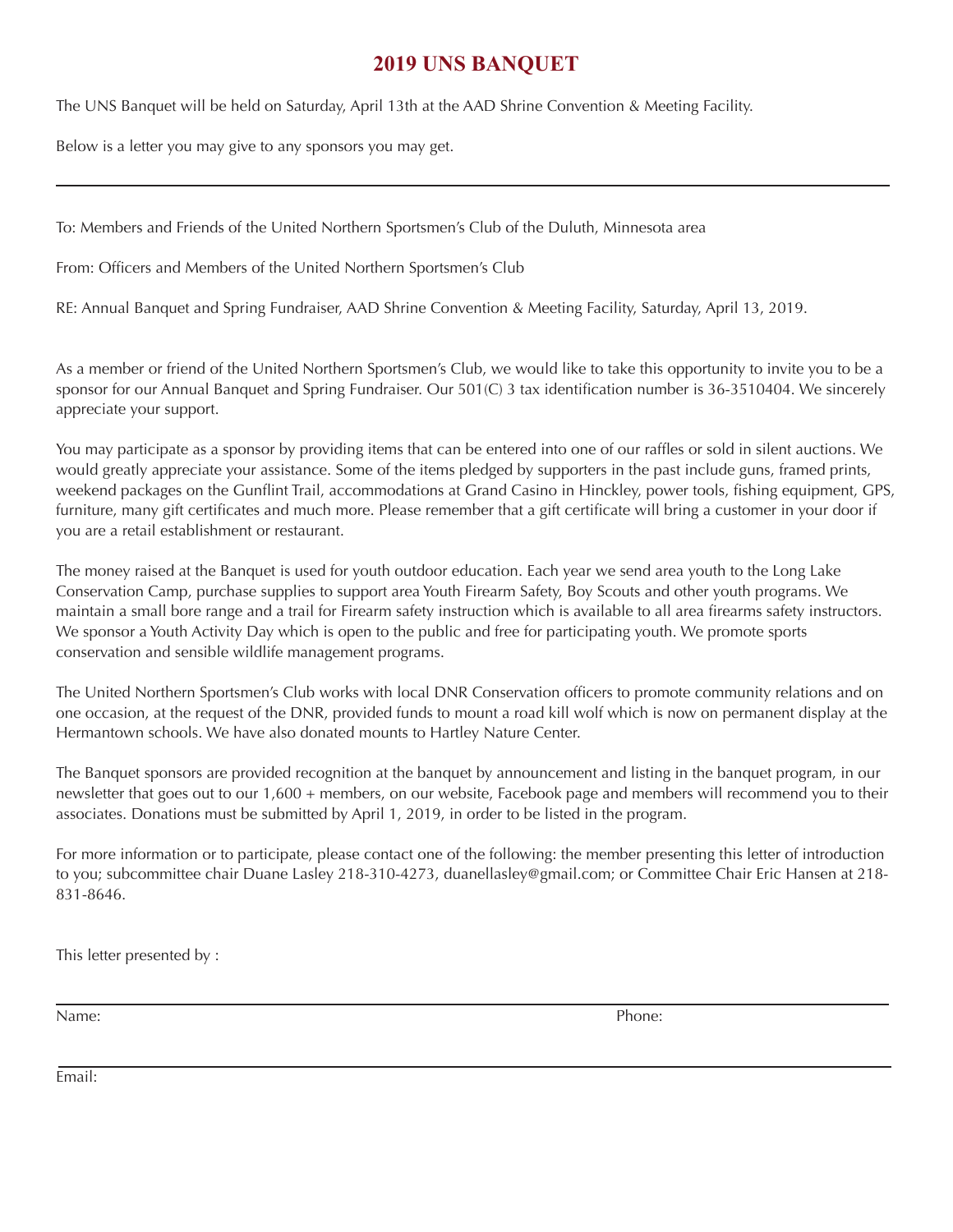# 2019 UNS BANQUET

The UNS Banquet will be held on Saturday, April 13th at the AAD Shrine Convention & Meeting Facility.

Below is a letter you may give to any sponsors you may get.

---

To: Members and Friends of the United Northern Sportsmen's Club of the Duluth, Minnesota area

From: Officers and Members of the United Northern Sportsmen's Club

RE: Annual Banquet and Spring Fundraiser, AAD Shrine Convention & Meeting Facility, Saturday, April 13, 2019.

As a member or friend of the United Northern Sportsmen's Club, we would like to take this opportunity to invite you to be a sponsor for our Annual Banquet and Spring Fundraiser. Our 501(C) 3 tax identification number is 36-3510404. We sincerely appreciate your support.

You may participate as a sponsor by providing items that can be entered into one of our raffles or sold in silent auctions. We would greatly appreciate your assistance. Some of the items pledged by supporters in the past include guns, framed prints, weekend packages on the Gunflint Trail, accommodations at Grand Casino in Hinckley, power tools, fishing equipment, GPS, furniture, many gift certificates and much more. Please remember that a gift certificate will bring a customer in your door if you are a retail establishment or restaurant.

The money raised at the Banquet is used for youth outdoor education. Each year we send area youth to the Long Lake Conservation Camp, purchase supplies to support area Youth Firearm Safety, Boy Scouts and other youth programs. We maintain a small bore range and a trail for Firearm safety instruction which is available to all area firearms safety instructors. We sponsor a Youth Activity Day which is open to the public and free for participating youth. We promote sports conservation and sensible wildlife management programs.

The United Northern Sportsmen's Club works with local DNR Conservation officers to promote community relations and on one occasion, at the request of the DNR, provided funds to mount a road kill wolf which is now on permanent display at the Hermantown schools. We have also donated mounts to Hartley Nature Center.

The Banquet sponsors are provided recognition at the banquet by announcement and listing in the banquet program, in our newsletter that goes out to our 1,600 + members, on our website, Facebook page and members will recommend you to their associates. Donations must be submitted by April 1, 2019, in order to be listed in the program.

For more information or to participate, please contact one of the following: the member presenting this letter of introduction to you; subcommittee chair Duane Lasley 218-310-4273, duanellasley@gmail.com; or Committee Chair Eric Hansen at 218-831-8646.

This letter presented by :

Name: Phone:

Email: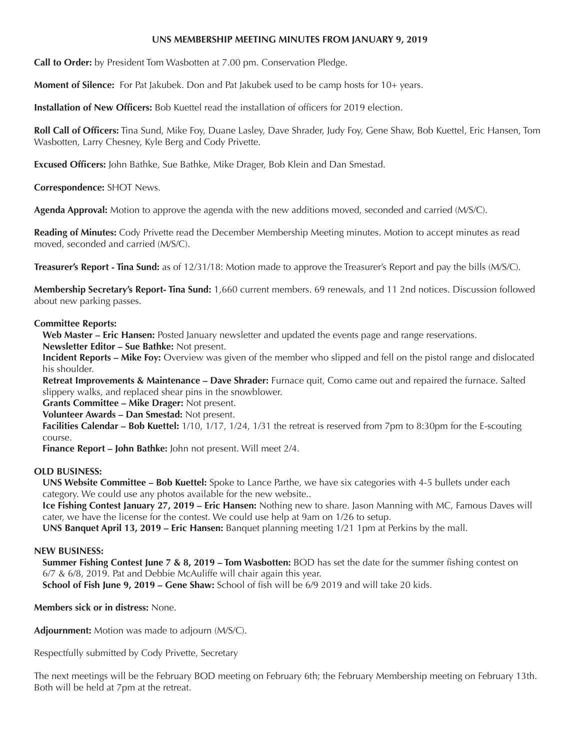# UNS MEMBERSHIP MEETING MINUTES FROM JANUARY 9, 2019

**Call to Order:** by President Tom Wasbotten at 7.00 pm. Conservation Pledge.

**Moment of Silence:** For Pat Jakubek. Don and Pat Jakubek used to be camp hosts for 10+ years.

**Installation of New Officers:** Bob Kuettel read the installation of officers for 2019 election.

**Roll Call of Officers:** Tina Sund, Mike Foy, Duane Lasley, Dave Shrader, Judy Foy, Gene Shaw, Bob Kuettel, Eric Hansen, Tom Wasbotten, Larry Chesney, Kyle Berg and Cody Privette.

**Excused Officers:** John Bathke, Sue Bathke, Mike Drager, Bob Klein and Dan Smestad.

**Correspondence:** SHOT News.

**Agenda Approval:** Motion to approve the agenda with the new additions moved, seconded and carried (M/S/C).

**Reading of Minutes:** Cody Privette read the December Membership Meeting minutes. Motion to accept minutes as read moved, seconded and carried (M/S/C).

**Treasurer's Report - Tina Sund:** as of 12/31/18: Motion made to approve the Treasurer's Report and pay the bills (M/S/C).

**Membership Secretary's Report- Tina Sund:** 1,660 current members. 69 renewals, and 11 2nd notices. Discussion followed about new parking passes.

**Committee Reports:**

**Web Master – Eric Hansen:** Posted January newsletter and updated the events page and range reservations.

**Newsletter Editor – Sue Bathke:** Not present.

**Incident Reports – Mike Foy:** Overview was given of the member who slipped and fell on the pistol range and dislocated his shoulder.

**Retreat Improvements & Maintenance – Dave Shrader:** Furnace quit, Como came out and repaired the furnace. Salted slippery walks, and replaced shear pins in the snowblower.

**Grants Committee – Mike Drager:** Not present.

**Volunteer Awards – Dan Smestad:** Not present.

**Facilities Calendar – Bob Kuettel:** 1/10, 1/17, 1/24, 1/31 the retreat is reserved from 7pm to 8:30pm for the E-scouting course.

**Finance Report – John Bathke:** John not present. Will meet 2/4.

**OLD BUSINESS:**

**UNS Website Committee – Bob Kuettel:** Spoke to Lance Parthe, we have six categories with 4-5 bullets under each category. We could use any photos available for the new website..

**Ice Fishing Contest January 27, 2019 – Eric Hansen:** Nothing new to share. Jason Manning with MC, Famous Daves will cater, we have the license for the contest. We could use help at 9am on 1/26 to setup.

**UNS Banquet April 13, 2019 – Eric Hansen:** Banquet planning meeting 1/21 1pm at Perkins by the mall.

**NEW BUSINESS:**

**Summer Fishing Contest June 7 & 8, 2019 – Tom Wasbotten:** BOD has set the date for the summer fishing contest on 6/7 & 6/8, 2019. Pat and Debbie McAuliffe will chair again this year.

**School of Fish June 9, 2019 – Gene Shaw:** School of fish will be 6/9 2019 and will take 20 kids.

**Members sick or in distress:** None.

**Adjournment:** Motion was made to adjourn (M/S/C).

Respectfully submitted by Cody Privette, Secretary

The next meetings will be the February BOD meeting on February 6th; the February Membership meeting on February 13th. Both will be held at 7pm at the retreat.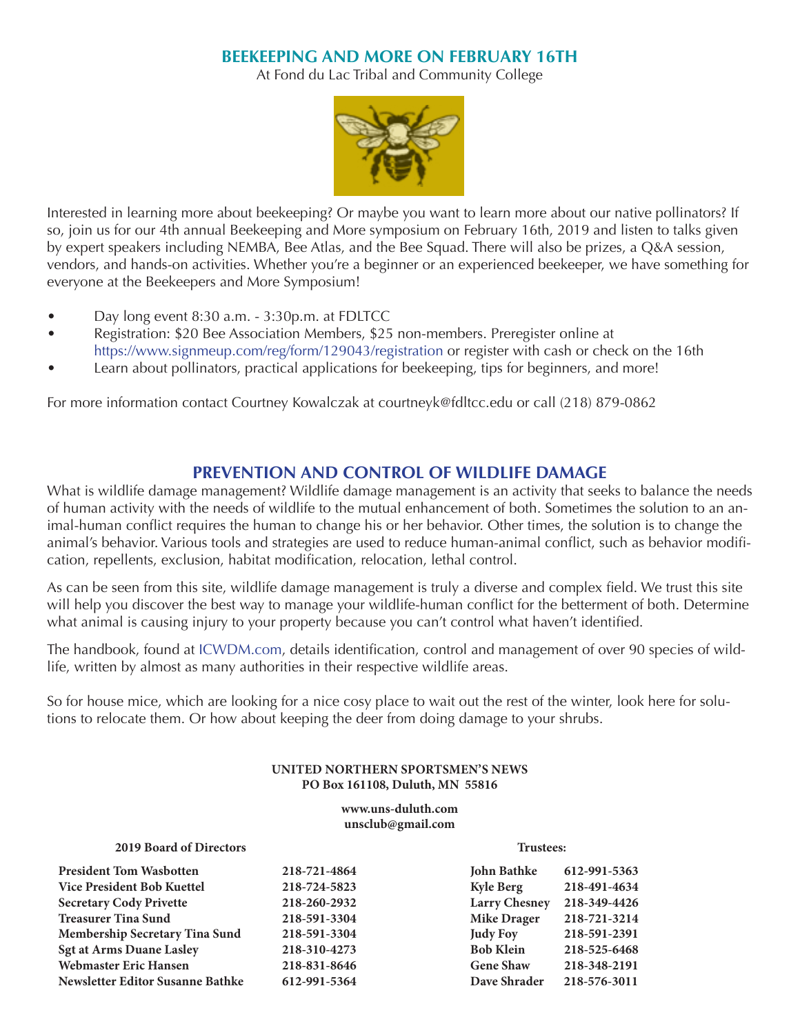## BEEKEEPING AND MORE ON FEBRUARY 16TH

At Fond du Lac Tribal and Community College

Interested in learning more about beekeeping? Or maybe you want to learn more about our native pollinators? If so, join us for our 4th annual Beekeeping and More symposium on February 16th, 2019 and listen to talks given by expert speakers including NEMBA, Bee Atlas, and the Bee Squad. There will also be prizes, a Q&A session, vendors, and hands-on activities. Whether you're a beginner or an experienced beekeeper, we have something for everyone at the Beekeepers and More Symposium!

- Day long event 8:30 a.m. - 3:30p.m. at FDLTCC
- Registration: $20 Bee Association Members, $25 non-members. Preregister online at https://www.signmeup.com/reg/form/129043/registration or register with cash or check on the 16th
- Learn about pollinators, practical applications for beekeeping, tips for beginners, and more!

For more information contact Courtney Kowalczak at courtneyk@fdltcc.edu or call (218) 879-0862

## PREVENTION AND CONTROL OF WILDLIFE DAMAGE

What is wildlife damage management? Wildlife damage management is an activity that seeks to balance the needs of human activity with the needs of wildlife to the mutual enhancement of both. Sometimes the solution to an animal-human conflict requires the human to change his or her behavior. Other times, the solution is to change the animal's behavior. Various tools and strategies are used to reduce human-animal conflict, such as behavior modification, repellents, exclusion, habitat modification, relocation, lethal control.

As can be seen from this site, wildlife damage management is truly a diverse and complex field. We trust this site will help you discover the best way to manage your wildlife-human conflict for the betterment of both. Determine what animal is causing injury to your property because you can't control what haven't identified.

The handbook, found at ICWDM.com, details identification, control and management of over 90 species of wildlife, written by almost as many authorities in their respective wildlife areas.

So for house mice, which are looking for a nice cosy place to wait out the rest of the winter, look here for solutions to relocate them. Or how about keeping the deer from doing damage to your shrubs.

**UNITED NORTHERN SPORTSMEN'S NEWS**
**PO Box 161108, Duluth, MN 55816**

**www.uns-duluth.com**
**unsclub@gmail.com**

**2019 Board of Directors**

| | |
|---|---|
| President Tom Wasbotten | 218-721-4864 |
| Vice President Bob Kuettel | 218-724-5823 |
| Secretary Cody Privette | 218-260-2932 |
| Treasurer Tina Sund | 218-591-3304 |
| Membership Secretary Tina Sund | 218-591-3304 |
| Sgt at Arms Duane Lasley | 218-310-4273 |
| Webmaster Eric Hansen | 218-831-8646 |
| Newsletter Editor Susanne Bathke | 612-991-5364 |

**Trustees:**

| | |
|---|---|
| John Bathke | 612-991-5363 |
| Kyle Berg | 218-491-4634 |
| Larry Chesney | 218-349-4426 |
| Mike Drager | 218-721-3214 |
| Judy Foy | 218-591-2391 |
| Bob Klein | 218-525-6468 |
| Gene Shaw | 218-348-2191 |
| Dave Shrader | 218-576-3011 |